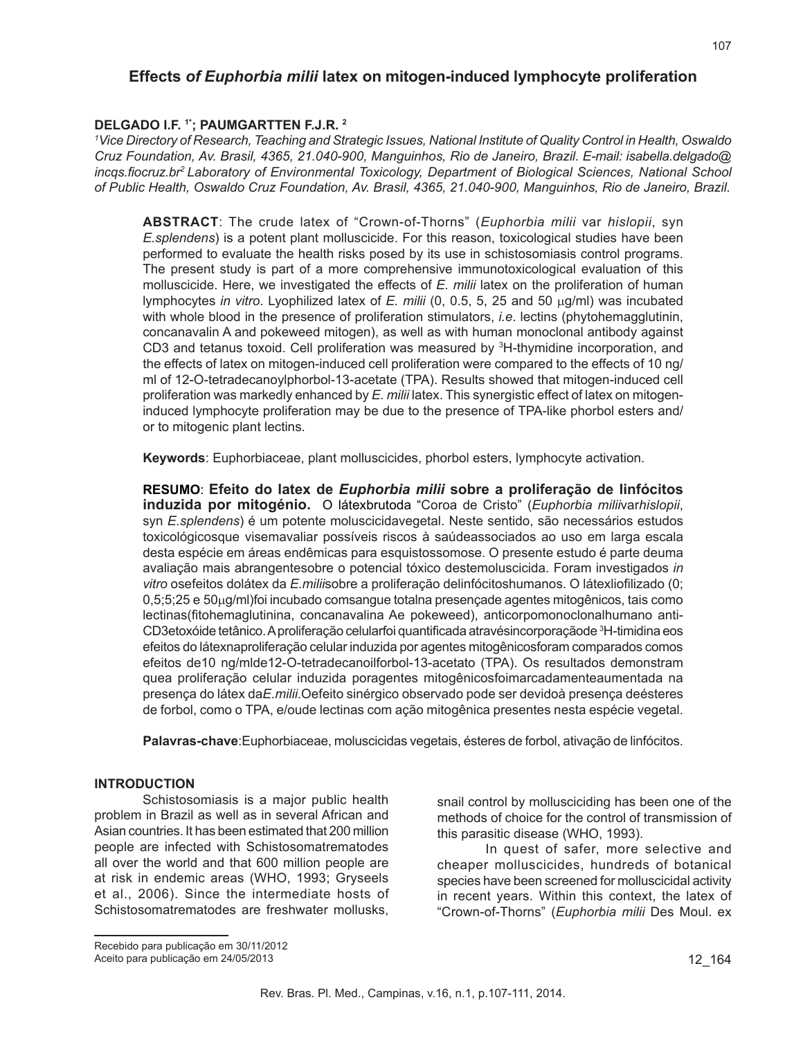# Effects *of Euphorbia milii* latex on mitogen-induced lymphocyte proliferation

**DELGADO I.F.** [1*]**; PAUMGARTTEN F.J.R.** [2]

[1]*Vice Directory of Research, Teaching and Strategic Issues, National Institute of Quality Control in Health, Oswaldo Cruz Foundation, Av. Brasil, 4365, 21.040-900, Manguinhos, Rio de Janeiro, Brazil. E-mail: isabella.delgado@incqs.fiocruz.br*[2] *Laboratory of Environmental Toxicology, Department of Biological Sciences, National School of Public Health, Oswaldo Cruz Foundation, Av. Brasil, 4365, 21.040-900, Manguinhos, Rio de Janeiro, Brazil.*

**ABSTRACT**: The crude latex of "Crown-of-Thorns" (*Euphorbia milii* var *hislopii*, syn *E.splendens*) is a potent plant molluscicide. For this reason, toxicological studies have been performed to evaluate the health risks posed by its use in schistosomiasis control programs. The present study is part of a more comprehensive immunotoxicological evaluation of this molluscicide. Here, we investigated the effects of *E. milii* latex on the proliferation of human lymphocytes *in vitro*. Lyophilized latex of *E. milii* (0, 0.5, 5, 25 and 50 μg/ml) was incubated with whole blood in the presence of proliferation stimulators, *i.e.* lectins (phytohemagglutinin, concanavalin A and pokeweed mitogen), as well as with human monoclonal antibody against CD3 and tetanus toxoid. Cell proliferation was measured by $^3$H-thymidine incorporation, and the effects of latex on mitogen-induced cell proliferation were compared to the effects of 10 ng/ml of 12-O-tetradecanoylphorbol-13-acetate (TPA). Results showed that mitogen-induced cell proliferation was markedly enhanced by *E. milii* latex. This synergistic effect of latex on mitogen-induced lymphocyte proliferation may be due to the presence of TPA-like phorbol esters and/or to mitogenic plant lectins.

**Keywords**: Euphorbiaceae, plant molluscicides, phorbol esters, lymphocyte activation.

**RESUMO**: **Efeito do latex de *Euphorbia milii* sobre a proliferação de linfócitos induzida por mitogénio.** O látexbrutoda "Coroa de Cristo" (*Euphorbia milii*var*hislopii*, syn *E.splendens*) é um potente moluscicidavegetal. Neste sentido, são necessários estudos toxicológicosque visemavaliar possíveis riscos à saúdeassociados ao uso em larga escala desta espécie em áreas endêmicas para esquistossomose. O presente estudo é parte deuma avaliação mais abrangentesobre o potencial tóxico destemoluscicida. Foram investigados *in vitro* osefeitos dolátex da *E.milii*sobre a proliferação delinfócitoshumanos. O látexliofilizado (0; 0,5;5;25 e 50μg/ml)foi incubado comsangue totalna presençade agentes mitogênicos, tais como lectinas(fitohemaglutinina, concanavalina Ae pokeweed), anticorpomonoclonalhumano anti-CD3etoxóide tetânico. A proliferação celularfoi quantificada atravésincorporaçãode $^3$H-timidina eos efeitos do látexnaproliferação celular induzida por agentes mitogênicosforam comparados comos efeitos de10 ng/mlde12-O-tetradecanoilforbol-13-acetato (TPA). Os resultados demonstram quea proliferação celular induzida poragentes mitogênicosfoimarcadamenteaumentada na presença do látex da*E.milii*.Oefeito sinérgico observado pode ser devidoà presença deésteres de forbol, como o TPA, e/oude lectinas com ação mitogênica presentes nesta espécie vegetal.

**Palavras-chave**:Euphorbiaceae, moluscicidas vegetais, ésteres de forbol, ativação de linfócitos.

## INTRODUCTION

Schistosomiasis is a major public health problem in Brazil as well as in several African and Asian countries. It has been estimated that 200 million people are infected with Schistosomatrematodes all over the world and that 600 million people are at risk in endemic areas (WHO, 1993; Gryseels et al., 2006). Since the intermediate hosts of Schistosomatrematodes are freshwater mollusks, snail control by mollusciciding has been one of the methods of choice for the control of transmission of this parasitic disease (WHO, 1993).

In quest of safer, more selective and cheaper molluscicides, hundreds of botanical species have been screened for molluscicidal activity in recent years. Within this context, the latex of "Crown-of-Thorns" (*Euphorbia milii* Des Moul. ex

Recebido para publicação em 30/11/2012
Aceito para publicação em 24/05/2013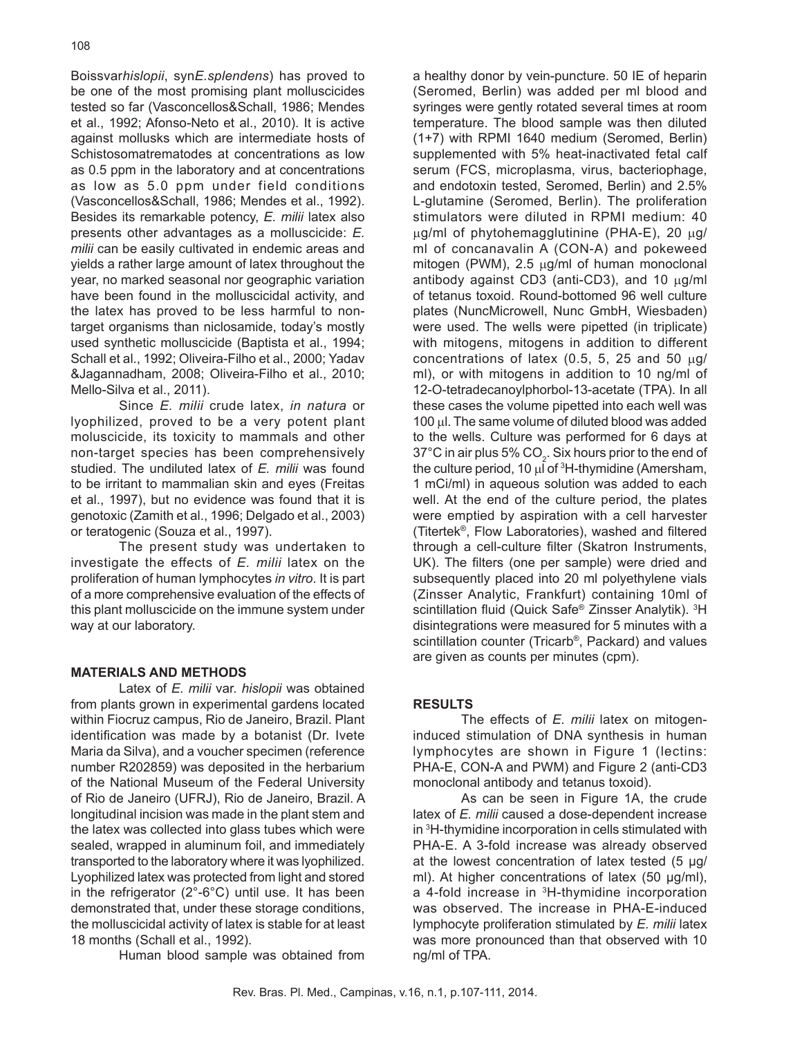Boissvar*hislopii*, syn*E.splendens*) has proved to be one of the most promising plant molluscicides tested so far (Vasconcellos&Schall, 1986; Mendes et al., 1992; Afonso-Neto et al., 2010). It is active against mollusks which are intermediate hosts of Schistosomatrematodes at concentrations as low as 0.5 ppm in the laboratory and at concentrations as low as 5.0 ppm under field conditions (Vasconcellos&Schall, 1986; Mendes et al., 1992). Besides its remarkable potency, *E. milii* latex also presents other advantages as a molluscicide: *E. milii* can be easily cultivated in endemic areas and yields a rather large amount of latex throughout the year, no marked seasonal nor geographic variation have been found in the molluscicidal activity, and the latex has proved to be less harmful to non-target organisms than niclosamide, today's mostly used synthetic molluscicide (Baptista et al., 1994; Schall et al., 1992; Oliveira-Filho et al., 2000; Yadav &Jagannadham, 2008; Oliveira-Filho et al., 2010; Mello-Silva et al., 2011).

Since *E. milii* crude latex, *in natura* or lyophilized, proved to be a very potent plant moluscicide, its toxicity to mammals and other non-target species has been comprehensively studied. The undiluted latex of *E. milii* was found to be irritant to mammalian skin and eyes (Freitas et al., 1997), but no evidence was found that it is genotoxic (Zamith et al., 1996; Delgado et al., 2003) or teratogenic (Souza et al., 1997).

The present study was undertaken to investigate the effects of *E. milii* latex on the proliferation of human lymphocytes *in vitro*. It is part of a more comprehensive evaluation of the effects of this plant molluscicide on the immune system under way at our laboratory.

## MATERIALS AND METHODS

Latex of *E. milii* var. *hislopii* was obtained from plants grown in experimental gardens located within Fiocruz campus, Rio de Janeiro, Brazil. Plant identification was made by a botanist (Dr. Ivete Maria da Silva), and a voucher specimen (reference number R202859) was deposited in the herbarium of the National Museum of the Federal University of Rio de Janeiro (UFRJ), Rio de Janeiro, Brazil. A longitudinal incision was made in the plant stem and the latex was collected into glass tubes which were sealed, wrapped in aluminum foil, and immediately transported to the laboratory where it was lyophilized. Lyophilized latex was protected from light and stored in the refrigerator (2°-6°C) until use. It has been demonstrated that, under these storage conditions, the molluscicidal activity of latex is stable for at least 18 months (Schall et al., 1992).

Human blood sample was obtained from a healthy donor by vein-puncture. 50 IE of heparin (Seromed, Berlin) was added per ml blood and syringes were gently rotated several times at room temperature. The blood sample was then diluted (1+7) with RPMI 1640 medium (Seromed, Berlin) supplemented with 5% heat-inactivated fetal calf serum (FCS, microplasma, virus, bacteriophage, and endotoxin tested, Seromed, Berlin) and 2.5% L-glutamine (Seromed, Berlin). The proliferation stimulators were diluted in RPMI medium: 40 μg/ml of phytohemagglutinine (PHA-E), 20 μg/ml of concanavalin A (CON-A) and pokeweed mitogen (PWM), 2.5 μg/ml of human monoclonal antibody against CD3 (anti-CD3), and 10 μg/ml of tetanus toxoid. Round-bottomed 96 well culture plates (NuncMicrowell, Nunc GmbH, Wiesbaden) were used. The wells were pipetted (in triplicate) with mitogens, mitogens in addition to different concentrations of latex (0.5, 5, 25 and 50 μg/ml), or with mitogens in addition to 10 ng/ml of 12-O-tetradecanoylphorbol-13-acetate (TPA). In all these cases the volume pipetted into each well was 100 μl. The same volume of diluted blood was added to the wells. Culture was performed for 6 days at 37°C in air plus 5% $CO_2$. Six hours prior to the end of the culture period, 10 μl of $^3$H-thymidine (Amersham, 1 mCi/ml) in aqueous solution was added to each well. At the end of the culture period, the plates were emptied by aspiration with a cell harvester (Titertek®, Flow Laboratories), washed and filtered through a cell-culture filter (Skatron Instruments, UK). The filters (one per sample) were dried and subsequently placed into 20 ml polyethylene vials (Zinsser Analytic, Frankfurt) containing 10ml of scintillation fluid (Quick Safe® Zinsser Analytik). $^3$H disintegrations were measured for 5 minutes with a scintillation counter (Tricarb®, Packard) and values are given as counts per minutes (cpm).

## RESULTS

The effects of *E. milii* latex on mitogen-induced stimulation of DNA synthesis in human lymphocytes are shown in Figure 1 (lectins: PHA-E, CON-A and PWM) and Figure 2 (anti-CD3 monoclonal antibody and tetanus toxoid).

As can be seen in Figure 1A, the crude latex of *E. milii* caused a dose-dependent increase in $^3$H-thymidine incorporation in cells stimulated with PHA-E. A 3-fold increase was already observed at the lowest concentration of latex tested (5 μg/ml). At higher concentrations of latex (50 μg/ml), a 4-fold increase in $^3$H-thymidine incorporation was observed. The increase in PHA-E-induced lymphocyte proliferation stimulated by *E. milii* latex was more pronounced than that observed with 10 ng/ml of TPA.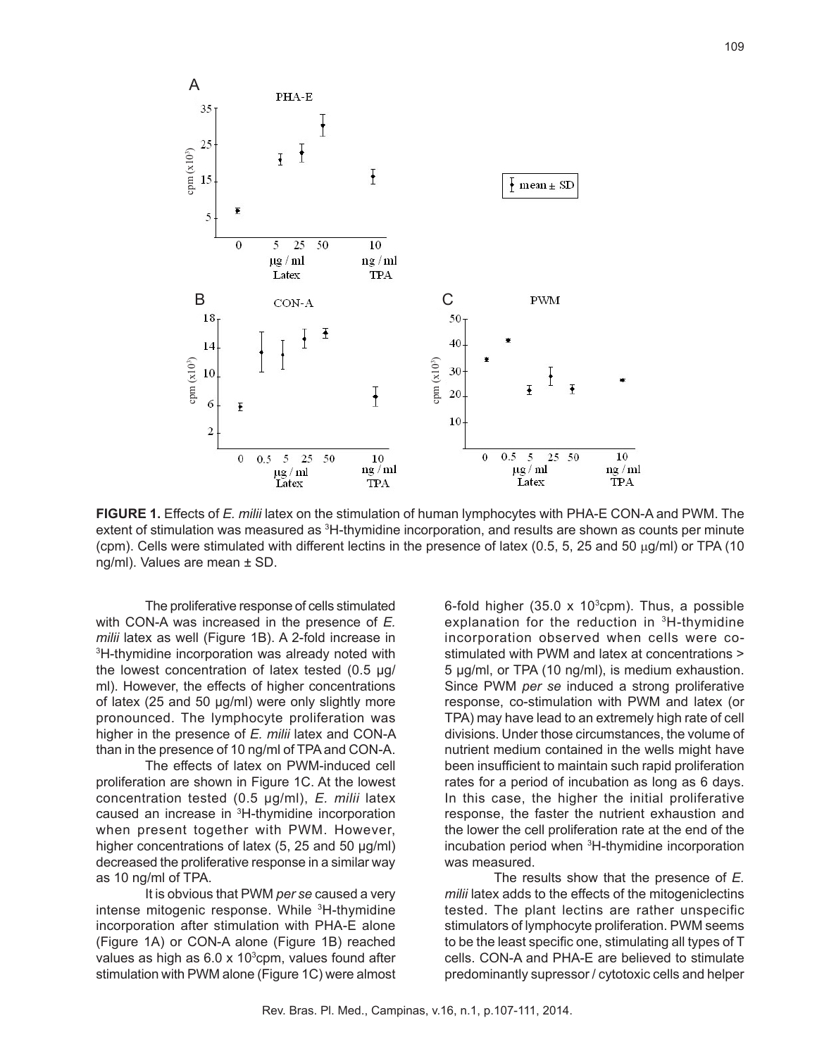**FIGURE 1.** Effects of *E. milii* latex on the stimulation of human lymphocytes with PHA-E CON-A and PWM. The extent of stimulation was measured as $^3$H-thymidine incorporation, and results are shown as counts per minute (cpm). Cells were stimulated with different lectins in the presence of latex (0.5, 5, 25 and 50 μg/ml) or TPA (10 ng/ml). Values are mean ± SD.

The proliferative response of cells stimulated with CON-A was increased in the presence of *E. milii* latex as well (Figure 1B). A 2-fold increase in $^3$H-thymidine incorporation was already noted with the lowest concentration of latex tested (0.5 μg/ml). However, the effects of higher concentrations of latex (25 and 50 μg/ml) were only slightly more pronounced. The lymphocyte proliferation was higher in the presence of *E. milii* latex and CON-A than in the presence of 10 ng/ml of TPA and CON-A.

The effects of latex on PWM-induced cell proliferation are shown in Figure 1C. At the lowest concentration tested (0.5 μg/ml), *E. milii* latex caused an increase in $^3$H-thymidine incorporation when present together with PWM. However, higher concentrations of latex (5, 25 and 50 μg/ml) decreased the proliferative response in a similar way as 10 ng/ml of TPA.

It is obvious that PWM *per se* caused a very intense mitogenic response. While $^3$H-thymidine incorporation after stimulation with PHA-E alone (Figure 1A) or CON-A alone (Figure 1B) reached values as high as 6.0 x $10^3$cpm, values found after stimulation with PWM alone (Figure 1C) were almost 6-fold higher (35.0 x $10^3$cpm). Thus, a possible explanation for the reduction in $^3$H-thymidine incorporation observed when cells were co-stimulated with PWM and latex at concentrations > 5 μg/ml, or TPA (10 ng/ml), is medium exhaustion. Since PWM *per se* induced a strong proliferative response, co-stimulation with PWM and latex (or TPA) may have lead to an extremely high rate of cell divisions. Under those circumstances, the volume of nutrient medium contained in the wells might have been insufficient to maintain such rapid proliferation rates for a period of incubation as long as 6 days. In this case, the higher the initial proliferative response, the faster the nutrient exhaustion and the lower the cell proliferation rate at the end of the incubation period when $^3$H-thymidine incorporation was measured.

The results show that the presence of *E. milii* latex adds to the effects of the mitogeniclectins tested. The plant lectins are rather unspecific stimulators of lymphocyte proliferation. PWM seems to be the least specific one, stimulating all types of T cells. CON-A and PHA-E are believed to stimulate predominantly supressor / cytotoxic cells and helper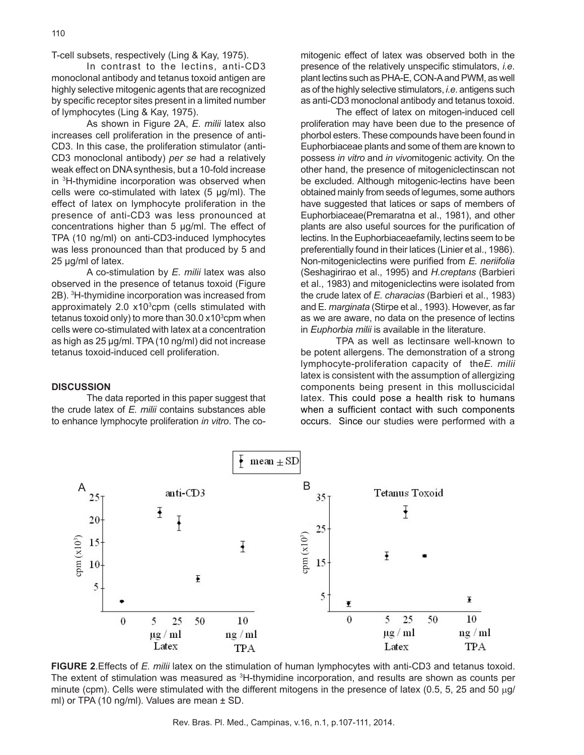T-cell subsets, respectively (Ling & Kay, 1975).

In contrast to the lectins, anti-CD3 monoclonal antibody and tetanus toxoid antigen are highly selective mitogenic agents that are recognized by specific receptor sites present in a limited number of lymphocytes (Ling & Kay, 1975).

As shown in Figure 2A, *E. milii* latex also increases cell proliferation in the presence of anti-CD3. In this case, the proliferation stimulator (anti-CD3 monoclonal antibody) *per se* had a relatively weak effect on DNA synthesis, but a 10-fold increase in $^3$H-thymidine incorporation was observed when cells were co-stimulated with latex (5 µg/ml). The effect of latex on lymphocyte proliferation in the presence of anti-CD3 was less pronounced at concentrations higher than 5 µg/ml. The effect of TPA (10 ng/ml) on anti-CD3-induced lymphocytes was less pronounced than that produced by 5 and 25 µg/ml of latex.

A co-stimulation by *E. milii* latex was also observed in the presence of tetanus toxoid (Figure 2B). $^3$H-thymidine incorporation was increased from approximately 2.0 x$10^3$cpm (cells stimulated with tetanus toxoid only) to more than 30.0 x$10^3$cpm when cells were co-stimulated with latex at a concentration as high as 25 µg/ml. TPA (10 ng/ml) did not increase tetanus toxoid-induced cell proliferation.

## DISCUSSION

The data reported in this paper suggest that the crude latex of *E. milii* contains substances able to enhance lymphocyte proliferation *in vitro*. The co-mitogenic effect of latex was observed both in the presence of the relatively unspecific stimulators, *i.e.* plant lectins such as PHA-E, CON-A and PWM, as well as of the highly selective stimulators, *i.e.* antigens such as anti-CD3 monoclonal antibody and tetanus toxoid.

The effect of latex on mitogen-induced cell proliferation may have been due to the presence of phorbol esters. These compounds have been found in Euphorbiaceae plants and some of them are known to possess *in vitro* and *in vivo*mitogenic activity. On the other hand, the presence of mitogeniclectinscan not be excluded. Although mitogenic-lectins have been obtained mainly from seeds of legumes, some authors have suggested that latices or saps of members of Euphorbiaceae(Premaratna et al., 1981), and other plants are also useful sources for the purification of lectins. In the Euphorbiaceaefamily, lectins seem to be preferentially found in their latices (Linier et al., 1986). Non-mitogeniclectins were purified from *E. neriifolia* (Seshagirirao et al., 1995) and *H.creptans* (Barbieri et al., 1983) and mitogeniclectins were isolated from the crude latex of *E. characias* (Barbieri et al., 1983) and E. *marginata* (Stirpe et al., 1993). However, as far as we are aware, no data on the presence of lectins in *Euphorbia milii* is available in the literature.

TPA as well as lectinsare well-known to be potent allergens. The demonstration of a strong lymphocyte-proliferation capacity of the*E. milii* latex is consistent with the assumption of allergizing components being present in this molluscicidal latex. This could pose a health risk to humans when a sufficient contact with such components occurs. Since our studies were performed with a

**FIGURE 2**.Effects of *E. milii* latex on the stimulation of human lymphocytes with anti-CD3 and tetanus toxoid. The extent of stimulation was measured as $^3$H-thymidine incorporation, and results are shown as counts per minute (cpm). Cells were stimulated with the different mitogens in the presence of latex (0.5, 5, 25 and 50 µg/ml) or TPA (10 ng/ml). Values are mean ± SD.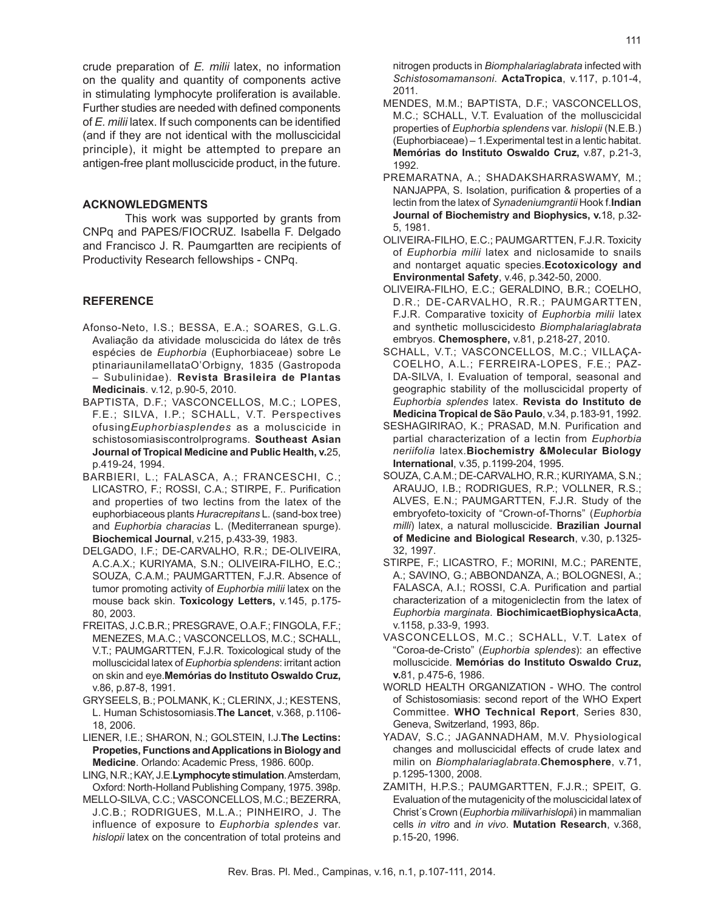crude preparation of *E. milii* latex, no information on the quality and quantity of components active in stimulating lymphocyte proliferation is available. Further studies are needed with defined components of *E. milii* latex. If such components can be identified (and if they are not identical with the molluscicidal principle), it might be attempted to prepare an antigen-free plant molluscicide product, in the future.

## ACKNOWLEDGMENTS

This work was supported by grants from CNPq and PAPES/FIOCRUZ. Isabella F. Delgado and Francisco J. R. Paumgartten are recipients of Productivity Research fellowships - CNPq.

## REFERENCE

Afonso-Neto, I.S.; BESSA, E.A.; SOARES, G.L.G. Avaliação da atividade moluscicida do látex de três espécies de *Euphorbia* (Euphorbiaceae) sobre Le ptinariaunilamellataO'Orbigny, 1835 (Gastropoda – Subulinidae). **Revista Brasileira de Plantas Medicinais**. v.12, p.90-5, 2010.

BAPTISTA, D.F.; VASCONCELLOS, M.C.; LOPES, F.E.; SILVA, I.P.; SCHALL, V.T. Perspectives ofusing*Euphorbiasplendes* as a moluscicide in schistosomiasiscontrolprograms. **Southeast Asian Journal of Tropical Medicine and Public Health, v.**25, p.419-24, 1994.

BARBIERI, L.; FALASCA, A.; FRANCESCHI, C.; LICASTRO, F.; ROSSI, C.A.; STIRPE, F.. Purification and properties of two lectins from the latex of the euphorbiaceous plants *Huracrepitans* L. (sand-box tree) and *Euphorbia characias* L. (Mediterranean spurge). **Biochemical Journal**, v.215, p.433-39, 1983.

DELGADO, I.F.; DE-CARVALHO, R.R.; DE-OLIVEIRA, A.C.A.X.; KURIYAMA, S.N.; OLIVEIRA-FILHO, E.C.; SOUZA, C.A.M.; PAUMGARTTEN, F.J.R. Absence of tumor promoting activity of *Euphorbia milii* latex on the mouse back skin. **Toxicology Letters,** v.145, p.175-80, 2003.

FREITAS, J.C.B.R.; PRESGRAVE, O.A.F.; FINGOLA, F.F.; MENEZES, M.A.C.; VASCONCELLOS, M.C.; SCHALL, V.T.; PAUMGARTTEN, F.J.R. Toxicological study of the molluscicidal latex of *Euphorbia splendens*: irritant action on skin and eye.**Memórias do Instituto Oswaldo Cruz,** v.86, p.87-8, 1991.

GRYSEELS, B.; POLMANK, K.; CLERINX, J.; KESTENS, L. Human Schistosomiasis.**The Lancet**, v.368, p.1106-18, 2006.

LIENER, I.E.; SHARON, N.; GOLSTEIN, I.J.**The Lectins: Propeties, Functions and Applications in Biology and Medicine**. Orlando: Academic Press, 1986. 600p.

LING, N.R.; KAY, J.E.**Lymphocyte stimulation**. Amsterdam, Oxford: North-Holland Publishing Company, 1975. 398p.

MELLO-SILVA, C.C.; VASCONCELLOS, M.C.; BEZERRA, J.C.B.; RODRIGUES, M.L.A.; PINHEIRO, J. The influence of exposure to *Euphorbia splendes* var. *hislopii* latex on the concentration of total proteins and nitrogen products in *Biomphalariaglabrata* infected with *Schistosomamansoni*. **ActaTropica**, v.117, p.101-4, 2011.

MENDES, M.M.; BAPTISTA, D.F.; VASCONCELLOS, M.C.; SCHALL, V.T. Evaluation of the mollusicidal properties of *Euphorbia splendens* var. *hislopii* (N.E.B.) (Euphorbiaceae) – 1.Experimental test in a lentic habitat. **Memórias do Instituto Oswaldo Cruz,** v.87, p.21-3, 1992.

PREMARATNA, A.; SHADAKSHARRASWAMY, M.; NANJAPPA, S. Isolation, purification & properties of a lectin from the latex of *Synadeniumgrantii* Hook f.**Indian Journal of Biochemistry and Biophysics, v.**18, p.32-5, 1981.

OLIVEIRA-FILHO, E.C.; PAUMGARTTEN, F.J.R. Toxicity of *Euphorbia milii* latex and niclosamide to snails and nontarget aquatic species.**Ecotoxicology and Environmental Safety**, v.46, p.342-50, 2000.

OLIVEIRA-FILHO, E.C.; GERALDINO, B.R.; COELHO, D.R.; DE-CARVALHO, R.R.; PAUMGARTTEN, F.J.R. Comparative toxicity of *Euphorbia milii* latex and synthetic molluscicidesto *Biomphalariaglabrata* embryos. **Chemosphere,** v.81, p.218-27, 2010.

SCHALL, V.T.; VASCONCELLOS, M.C.; VILLAÇA-COELHO, A.L.; FERREIRA-LOPES, F.E.; PAZ-DA-SILVA, I. Evaluation of temporal, seasonal and geographic stability of the molluscicidal property of *Euphorbia splendes* latex. **Revista do Instituto de Medicina Tropical de São Paulo**, v.34, p.183-91, 1992.

SESHAGIRIRAO, K.; PRASAD, M.N. Purification and partial characterization of a lectin from *Euphorbia neriifolia* latex.**Biochemistry &Molecular Biology International**, v.35, p.1199-204, 1995.

SOUZA, C.A.M.; DE-CARVALHO, R.R.; KURIYAMA, S.N.; ARAUJO, I.B.; RODRIGUES, R.P.; VOLLNER, R.S.; ALVES, E.N.; PAUMGARTTEN, F.J.R. Study of the embryofeto-toxicity of "Crown-of-Thorns" (*Euphorbia milli*) latex, a natural molluscicide. **Brazilian Journal of Medicine and Biological Research**, v.30, p.1325-32, 1997.

STIRPE, F.; LICASTRO, F.; MORINI, M.C.; PARENTE, A.; SAVINO, G.; ABBONDANZA, A.; BOLOGNESI, A.; FALASCA, A.I.; ROSSI, C.A. Purification and partial characterization of a mitogeniclectin from the latex of *Euphorbia marginata.* **BiochimicaetBiophysicaActa**, v.1158, p.33-9, 1993.

VASCONCELLOS, M.C.; SCHALL, V.T. Latex of "Coroa-de-Cristo" (*Euphorbia splendes*): an effective molluscicide. **Memórias do Instituto Oswaldo Cruz, v.**81, p.475-6, 1986.

WORLD HEALTH ORGANIZATION - WHO. The control of Schistosomiasis: second report of the WHO Expert Committee. **WHO Technical Report**, Series 830, Geneva, Switzerland, 1993, 86p.

YADAV, S.C.; JAGANNADHAM, M.V. Physiological changes and molluscicidal effects of crude latex and milin on *Biomphalariaglabrata*.**Chemosphere**, v.71, p.1295-1300, 2008.

ZAMITH, H.P.S.; PAUMGARTTEN, F.J.R.; SPEIT, G. Evaluation of the mutagenicity of the moluscicidal latex of Christ´s Crown (*Euphorbia milii*var*hislopii*) in mammalian cells *in vitro* and *in vivo*. **Mutation Research**, v.368, p.15-20, 1996.